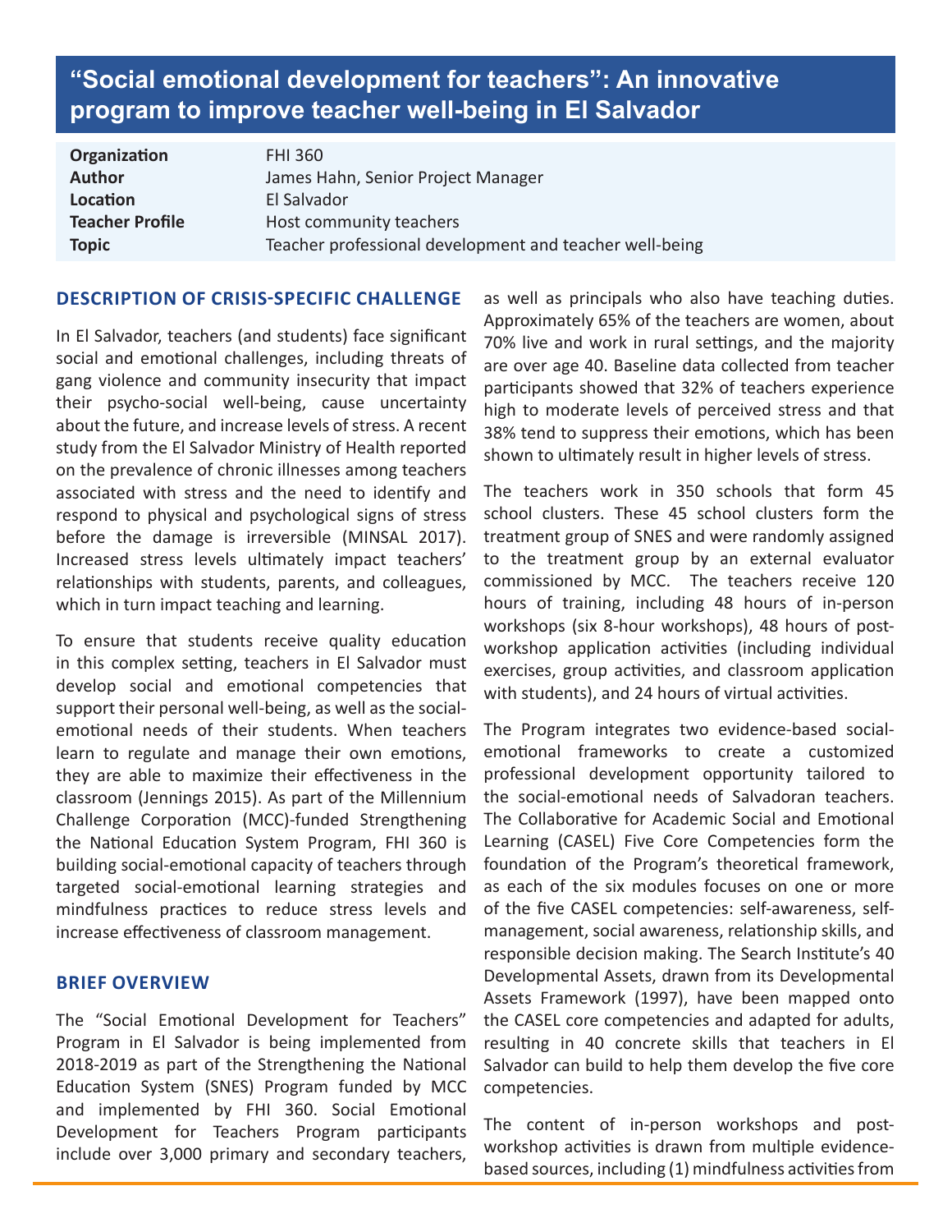# "Social emotional development for teachers": An innovative program to improve teacher well-being in El Salvador

| | |
|---|---|
| **Organization** | FHI 360 |
| **Author** | James Hahn, Senior Project Manager |
| **Location** | El Salvador |
| **Teacher Profile** | Host community teachers |
| **Topic** | Teacher professional development and teacher well-being |

## DESCRIPTION OF CRISIS-SPECIFIC CHALLENGE

In El Salvador, teachers (and students) face significant social and emotional challenges, including threats of gang violence and community insecurity that impact their psycho-social well-being, cause uncertainty about the future, and increase levels of stress. A recent study from the El Salvador Ministry of Health reported on the prevalence of chronic illnesses among teachers associated with stress and the need to identify and respond to physical and psychological signs of stress before the damage is irreversible (MINSAL 2017). Increased stress levels ultimately impact teachers' relationships with students, parents, and colleagues, which in turn impact teaching and learning.

To ensure that students receive quality education in this complex setting, teachers in El Salvador must develop social and emotional competencies that support their personal well-being, as well as the social-emotional needs of their students. When teachers learn to regulate and manage their own emotions, they are able to maximize their effectiveness in the classroom (Jennings 2015). As part of the Millennium Challenge Corporation (MCC)-funded Strengthening the National Education System Program, FHI 360 is building social-emotional capacity of teachers through targeted social-emotional learning strategies and mindfulness practices to reduce stress levels and increase effectiveness of classroom management.

## BRIEF OVERVIEW

The "Social Emotional Development for Teachers" Program in El Salvador is being implemented from 2018-2019 as part of the Strengthening the National Education System (SNES) Program funded by MCC and implemented by FHI 360. Social Emotional Development for Teachers Program participants include over 3,000 primary and secondary teachers, as well as principals who also have teaching duties. Approximately 65% of the teachers are women, about 70% live and work in rural settings, and the majority are over age 40. Baseline data collected from teacher participants showed that 32% of teachers experience high to moderate levels of perceived stress and that 38% tend to suppress their emotions, which has been shown to ultimately result in higher levels of stress.

The teachers work in 350 schools that form 45 school clusters. These 45 school clusters form the treatment group of SNES and were randomly assigned to the treatment group by an external evaluator commissioned by MCC. The teachers receive 120 hours of training, including 48 hours of in-person workshops (six 8-hour workshops), 48 hours of post-workshop application activities (including individual exercises, group activities, and classroom application with students), and 24 hours of virtual activities.

The Program integrates two evidence-based social-emotional frameworks to create a customized professional development opportunity tailored to the social-emotional needs of Salvadoran teachers. The Collaborative for Academic Social and Emotional Learning (CASEL) Five Core Competencies form the foundation of the Program's theoretical framework, as each of the six modules focuses on one or more of the five CASEL competencies: self-awareness, self-management, social awareness, relationship skills, and responsible decision making. The Search Institute's 40 Developmental Assets, drawn from its Developmental Assets Framework (1997), have been mapped onto the CASEL core competencies and adapted for adults, resulting in 40 concrete skills that teachers in El Salvador can build to help them develop the five core competencies.

The content of in-person workshops and post-workshop activities is drawn from multiple evidence-based sources, including (1) mindfulness activities from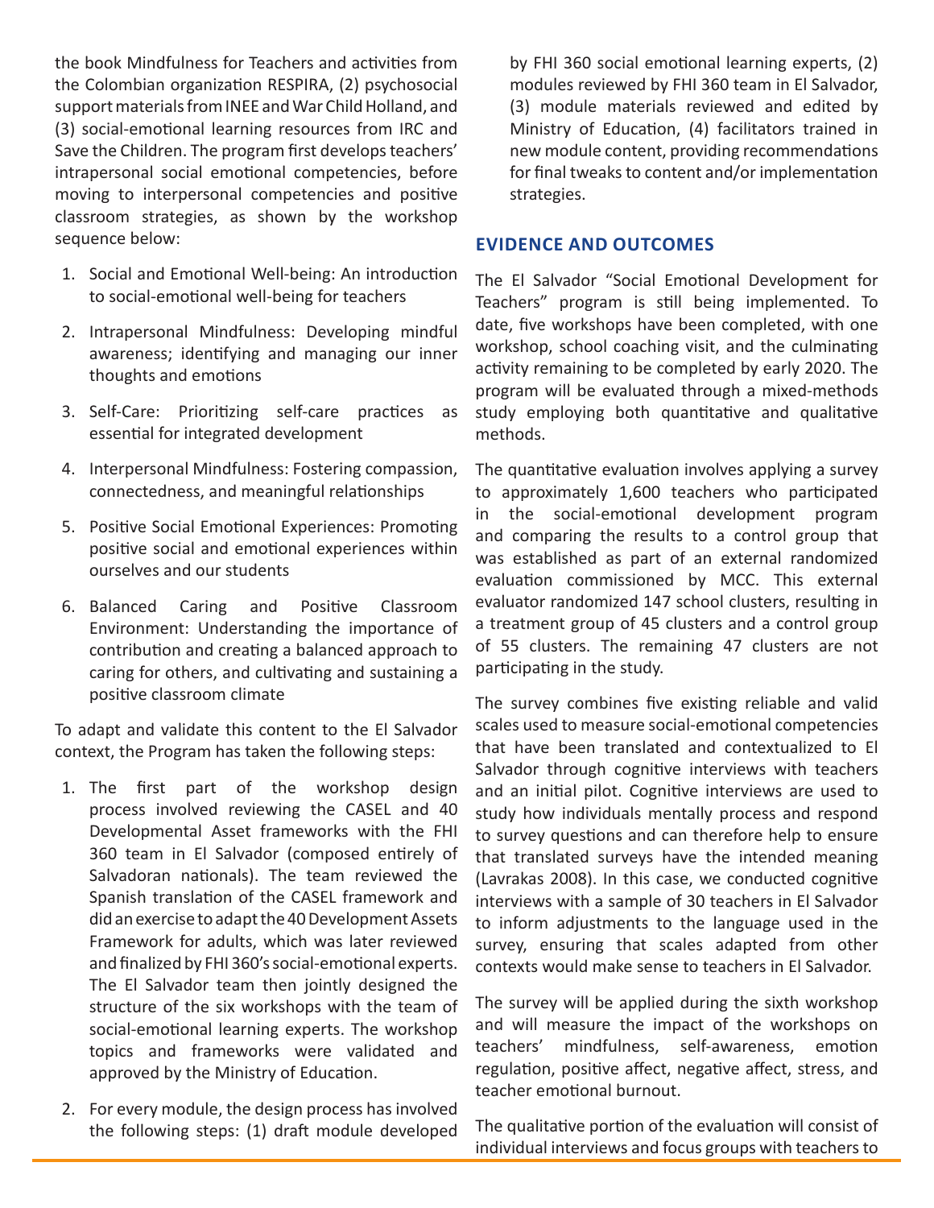the book Mindfulness for Teachers and activities from the Colombian organization RESPIRA, (2) psychosocial support materials from INEE and War Child Holland, and (3) social-emotional learning resources from IRC and Save the Children. The program first develops teachers' intrapersonal social emotional competencies, before moving to interpersonal competencies and positive classroom strategies, as shown by the workshop sequence below:

1. Social and Emotional Well-being: An introduction to social-emotional well-being for teachers
2. Intrapersonal Mindfulness: Developing mindful awareness; identifying and managing our inner thoughts and emotions
3. Self-Care: Prioritizing self-care practices as essential for integrated development
4. Interpersonal Mindfulness: Fostering compassion, connectedness, and meaningful relationships
5. Positive Social Emotional Experiences: Promoting positive social and emotional experiences within ourselves and our students
6. Balanced Caring and Positive Classroom Environment: Understanding the importance of contribution and creating a balanced approach to caring for others, and cultivating and sustaining a positive classroom climate

To adapt and validate this content to the El Salvador context, the Program has taken the following steps:

1. The first part of the workshop design process involved reviewing the CASEL and 40 Developmental Asset frameworks with the FHI 360 team in El Salvador (composed entirely of Salvadoran nationals). The team reviewed the Spanish translation of the CASEL framework and did an exercise to adapt the 40 Development Assets Framework for adults, which was later reviewed and finalized by FHI 360's social-emotional experts. The El Salvador team then jointly designed the structure of the six workshops with the team of social-emotional learning experts. The workshop topics and frameworks were validated and approved by the Ministry of Education.
2. For every module, the design process has involved the following steps: (1) draft module developed by FHI 360 social emotional learning experts, (2) modules reviewed by FHI 360 team in El Salvador, (3) module materials reviewed and edited by Ministry of Education, (4) facilitators trained in new module content, providing recommendations for final tweaks to content and/or implementation strategies.

## EVIDENCE AND OUTCOMES

The El Salvador "Social Emotional Development for Teachers" program is still being implemented. To date, five workshops have been completed, with one workshop, school coaching visit, and the culminating activity remaining to be completed by early 2020. The program will be evaluated through a mixed-methods study employing both quantitative and qualitative methods.

The quantitative evaluation involves applying a survey to approximately 1,600 teachers who participated in the social-emotional development program and comparing the results to a control group that was established as part of an external randomized evaluation commissioned by MCC. This external evaluator randomized 147 school clusters, resulting in a treatment group of 45 clusters and a control group of 55 clusters. The remaining 47 clusters are not participating in the study.

The survey combines five existing reliable and valid scales used to measure social-emotional competencies that have been translated and contextualized to El Salvador through cognitive interviews with teachers and an initial pilot. Cognitive interviews are used to study how individuals mentally process and respond to survey questions and can therefore help to ensure that translated surveys have the intended meaning (Lavrakas 2008). In this case, we conducted cognitive interviews with a sample of 30 teachers in El Salvador to inform adjustments to the language used in the survey, ensuring that scales adapted from other contexts would make sense to teachers in El Salvador.

The survey will be applied during the sixth workshop and will measure the impact of the workshops on teachers' mindfulness, self-awareness, emotion regulation, positive affect, negative affect, stress, and teacher emotional burnout.

The qualitative portion of the evaluation will consist of individual interviews and focus groups with teachers to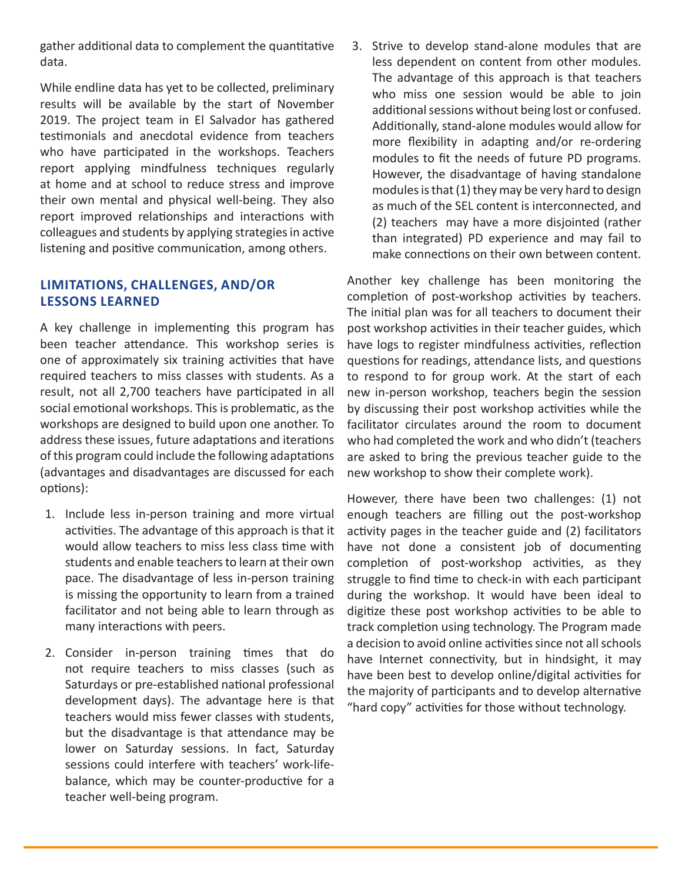gather additional data to complement the quantitative data.

While endline data has yet to be collected, preliminary results will be available by the start of November 2019. The project team in El Salvador has gathered testimonials and anecdotal evidence from teachers who have participated in the workshops. Teachers report applying mindfulness techniques regularly at home and at school to reduce stress and improve their own mental and physical well-being. They also report improved relationships and interactions with colleagues and students by applying strategies in active listening and positive communication, among others.

## LIMITATIONS, CHALLENGES, AND/OR LESSONS LEARNED

A key challenge in implementing this program has been teacher attendance. This workshop series is one of approximately six training activities that have required teachers to miss classes with students. As a result, not all 2,700 teachers have participated in all social emotional workshops. This is problematic, as the workshops are designed to build upon one another. To address these issues, future adaptations and iterations of this program could include the following adaptations (advantages and disadvantages are discussed for each options):

1. Include less in-person training and more virtual activities. The advantage of this approach is that it would allow teachers to miss less class time with students and enable teachers to learn at their own pace. The disadvantage of less in-person training is missing the opportunity to learn from a trained facilitator and not being able to learn through as many interactions with peers.
2. Consider in-person training times that do not require teachers to miss classes (such as Saturdays or pre-established national professional development days). The advantage here is that teachers would miss fewer classes with students, but the disadvantage is that attendance may be lower on Saturday sessions. In fact, Saturday sessions could interfere with teachers' work-life-balance, which may be counter-productive for a teacher well-being program.
3. Strive to develop stand-alone modules that are less dependent on content from other modules. The advantage of this approach is that teachers who miss one session would be able to join additional sessions without being lost or confused. Additionally, stand-alone modules would allow for more flexibility in adapting and/or re-ordering modules to fit the needs of future PD programs. However, the disadvantage of having standalone modules is that (1) they may be very hard to design as much of the SEL content is interconnected, and (2) teachers may have a more disjointed (rather than integrated) PD experience and may fail to make connections on their own between content.

Another key challenge has been monitoring the completion of post-workshop activities by teachers. The initial plan was for all teachers to document their post workshop activities in their teacher guides, which have logs to register mindfulness activities, reflection questions for readings, attendance lists, and questions to respond to for group work. At the start of each new in-person workshop, teachers begin the session by discussing their post workshop activities while the facilitator circulates around the room to document who had completed the work and who didn't (teachers are asked to bring the previous teacher guide to the new workshop to show their complete work).

However, there have been two challenges: (1) not enough teachers are filling out the post-workshop activity pages in the teacher guide and (2) facilitators have not done a consistent job of documenting completion of post-workshop activities, as they struggle to find time to check-in with each participant during the workshop. It would have been ideal to digitize these post workshop activities to be able to track completion using technology. The Program made a decision to avoid online activities since not all schools have Internet connectivity, but in hindsight, it may have been best to develop online/digital activities for the majority of participants and to develop alternative "hard copy" activities for those without technology.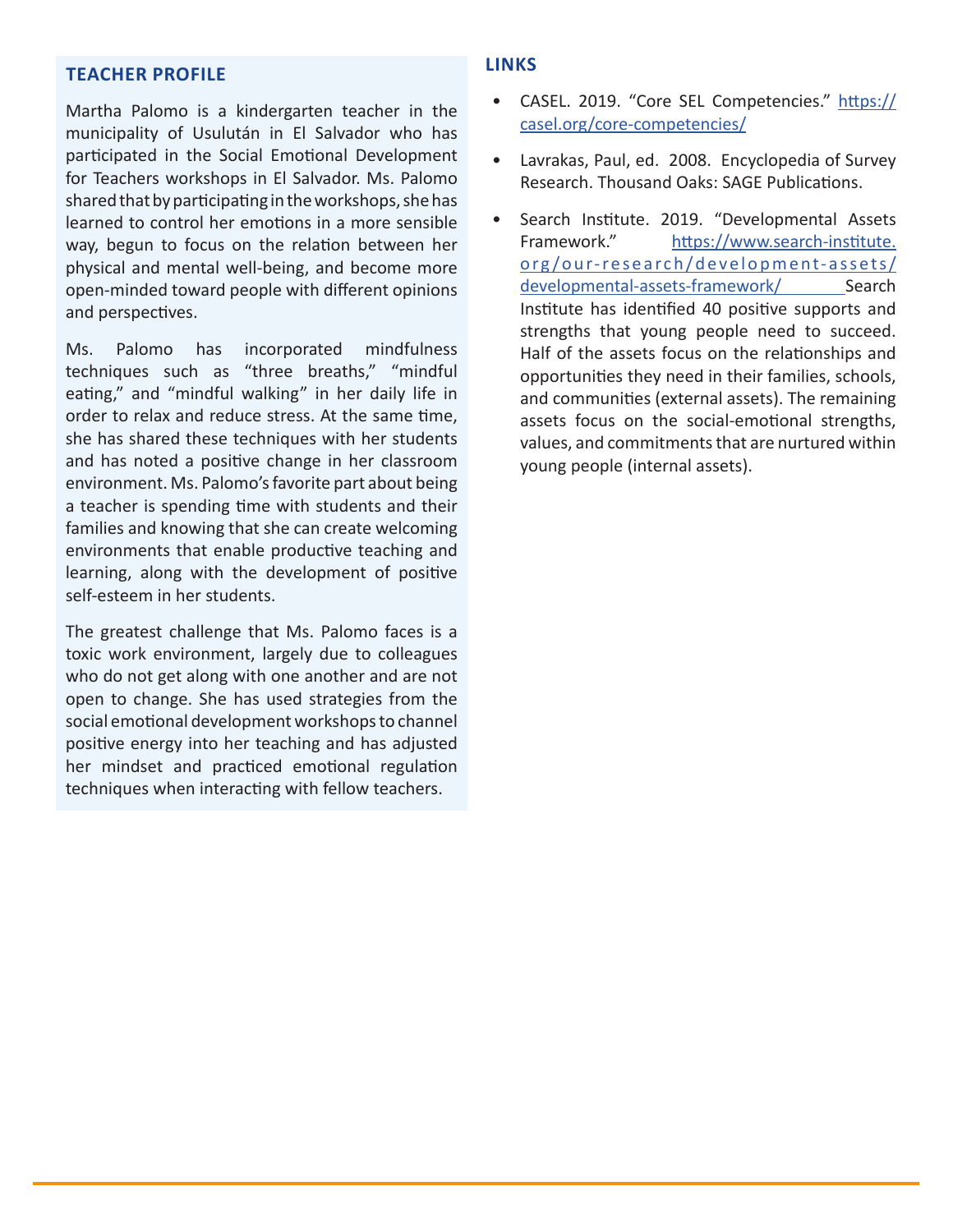## TEACHER PROFILE

Martha Palomo is a kindergarten teacher in the municipality of Usulután in El Salvador who has participated in the Social Emotional Development for Teachers workshops in El Salvador. Ms. Palomo shared that by participating in the workshops, she has learned to control her emotions in a more sensible way, begun to focus on the relation between her physical and mental well-being, and become more open-minded toward people with different opinions and perspectives.

Ms. Palomo has incorporated mindfulness techniques such as "three breaths," "mindful eating," and "mindful walking" in her daily life in order to relax and reduce stress. At the same time, she has shared these techniques with her students and has noted a positive change in her classroom environment. Ms. Palomo's favorite part about being a teacher is spending time with students and their families and knowing that she can create welcoming environments that enable productive teaching and learning, along with the development of positive self-esteem in her students.

The greatest challenge that Ms. Palomo faces is a toxic work environment, largely due to colleagues who do not get along with one another and are not open to change. She has used strategies from the social emotional development workshops to channel positive energy into her teaching and has adjusted her mindset and practiced emotional regulation techniques when interacting with fellow teachers.

## LINKS

- CASEL. 2019. "Core SEL Competencies." https://casel.org/core-competencies/
- Lavrakas, Paul, ed. 2008. Encyclopedia of Survey Research. Thousand Oaks: SAGE Publications.
- Search Institute. 2019. "Developmental Assets Framework." https://www.search-institute.org/our-research/development-assets/developmental-assets-framework/ Search Institute has identified 40 positive supports and strengths that young people need to succeed. Half of the assets focus on the relationships and opportunities they need in their families, schools, and communities (external assets). The remaining assets focus on the social-emotional strengths, values, and commitments that are nurtured within young people (internal assets).